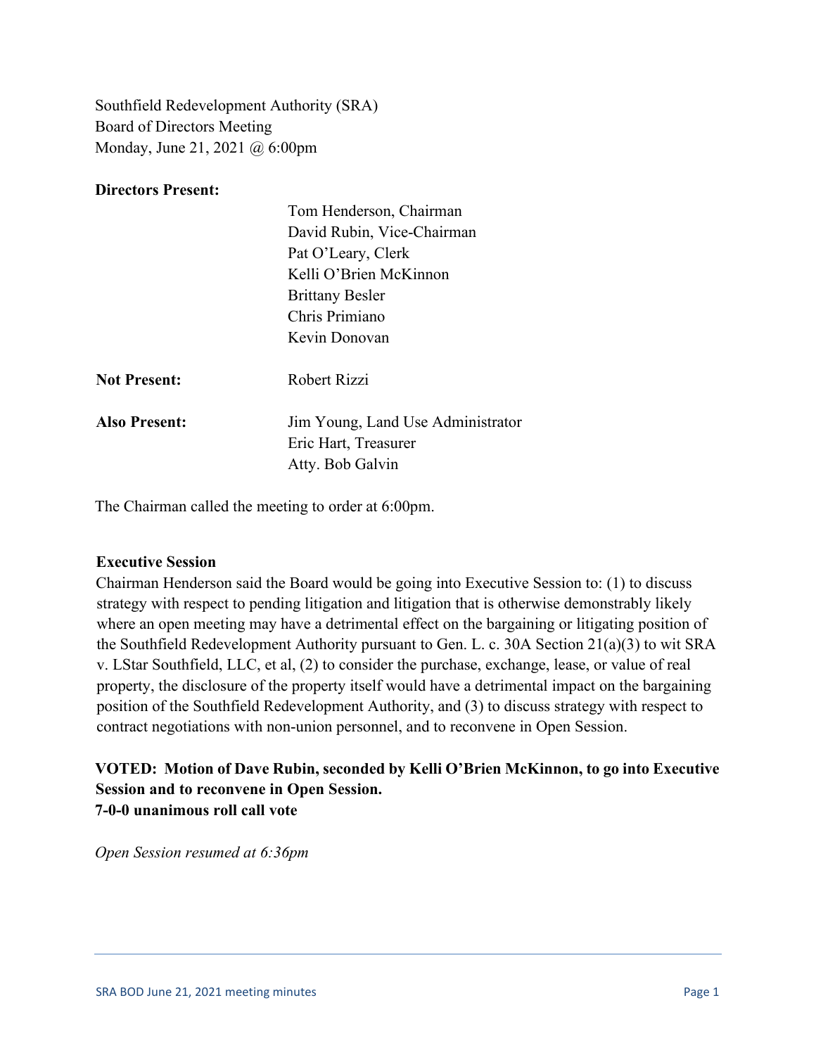Southfield Redevelopment Authority (SRA)
Board of Directors Meeting
Monday, June 21, 2021 @ 6:00pm

**Directors Present:**

| | |
|---|---|
| | Tom Henderson, Chairman |
| | David Rubin, Vice-Chairman |
| | Pat O'Leary, Clerk |
| | Kelli O'Brien McKinnon |
| | Brittany Besler |
| | Chris Primiano |
| | Kevin Donovan |
| **Not Present:** | Robert Rizzi |
| **Also Present:** | Jim Young, Land Use Administrator |
| | Eric Hart, Treasurer |
| | Atty. Bob Galvin |

The Chairman called the meeting to order at 6:00pm.

**Executive Session**

Chairman Henderson said the Board would be going into Executive Session to: (1) to discuss strategy with respect to pending litigation and litigation that is otherwise demonstrably likely where an open meeting may have a detrimental effect on the bargaining or litigating position of the Southfield Redevelopment Authority pursuant to Gen. L. c. 30A Section 21(a)(3) to wit SRA v. LStar Southfield, LLC, et al, (2) to consider the purchase, exchange, lease, or value of real property, the disclosure of the property itself would have a detrimental impact on the bargaining position of the Southfield Redevelopment Authority, and (3) to discuss strategy with respect to contract negotiations with non-union personnel, and to reconvene in Open Session.

**VOTED: Motion of Dave Rubin, seconded by Kelli O'Brien McKinnon, to go into Executive Session and to reconvene in Open Session.**
**7-0-0 unanimous roll call vote**

*Open Session resumed at 6:36pm*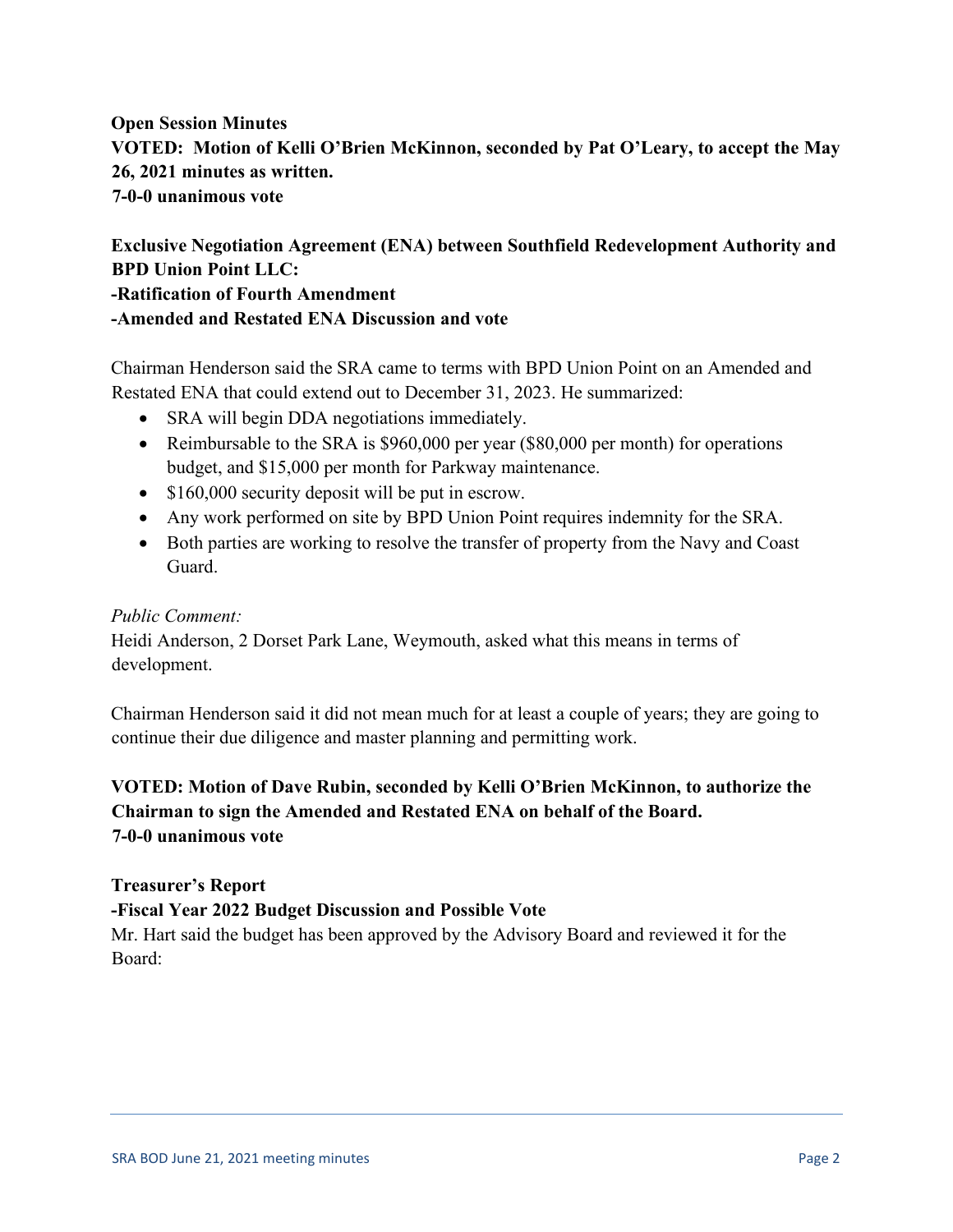**Open Session Minutes**

**VOTED: Motion of Kelli O'Brien McKinnon, seconded by Pat O'Leary, to accept the May 26, 2021 minutes as written.**

**7-0-0 unanimous vote**

**Exclusive Negotiation Agreement (ENA) between Southfield Redevelopment Authority and BPD Union Point LLC:**

**-Ratification of Fourth Amendment**

**-Amended and Restated ENA Discussion and vote**

Chairman Henderson said the SRA came to terms with BPD Union Point on an Amended and Restated ENA that could extend out to December 31, 2023. He summarized:

- SRA will begin DDA negotiations immediately.
- Reimbursable to the SRA is $960,000 per year ($80,000 per month) for operations budget, and $15,000 per month for Parkway maintenance.
- $160,000 security deposit will be put in escrow.
- Any work performed on site by BPD Union Point requires indemnity for the SRA.
- Both parties are working to resolve the transfer of property from the Navy and Coast Guard.

*Public Comment:*

Heidi Anderson, 2 Dorset Park Lane, Weymouth, asked what this means in terms of development.

Chairman Henderson said it did not mean much for at least a couple of years; they are going to continue their due diligence and master planning and permitting work.

**VOTED: Motion of Dave Rubin, seconded by Kelli O'Brien McKinnon, to authorize the Chairman to sign the Amended and Restated ENA on behalf of the Board.**

**7-0-0 unanimous vote**

**Treasurer's Report**

**-Fiscal Year 2022 Budget Discussion and Possible Vote**

Mr. Hart said the budget has been approved by the Advisory Board and reviewed it for the Board: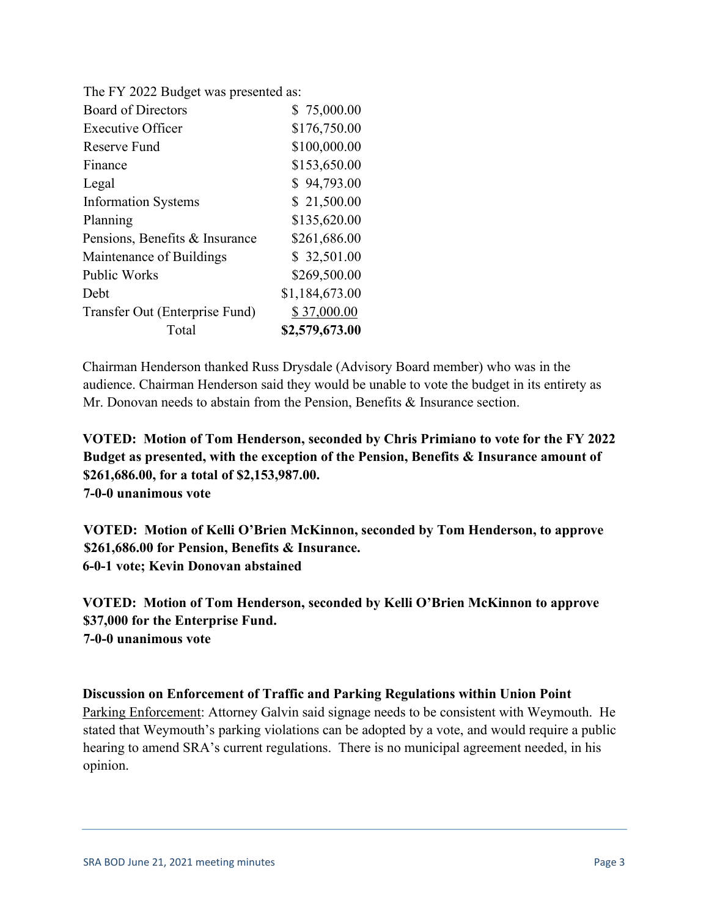The FY 2022 Budget was presented as:

| | |
|---|---|
| Board of Directors | $ 75,000.00 |
| Executive Officer | $176,750.00 |
| Reserve Fund | $100,000.00 |
| Finance | $153,650.00 |
| Legal | $ 94,793.00 |
| Information Systems | $ 21,500.00 |
| Planning | $135,620.00 |
| Pensions, Benefits & Insurance | $261,686.00 |
| Maintenance of Buildings | $ 32,501.00 |
| Public Works | $269,500.00 |
| Debt | $1,184,673.00 |
| Transfer Out (Enterprise Fund) | $ 37,000.00 |
| Total | **$2,579,673.00** |

Chairman Henderson thanked Russ Drysdale (Advisory Board member) who was in the audience. Chairman Henderson said they would be unable to vote the budget in its entirety as Mr. Donovan needs to abstain from the Pension, Benefits & Insurance section.

**VOTED: Motion of Tom Henderson, seconded by Chris Primiano to vote for the FY 2022 Budget as presented, with the exception of the Pension, Benefits & Insurance amount of $261,686.00, for a total of $2,153,987.00.**
**7-0-0 unanimous vote**

**VOTED: Motion of Kelli O'Brien McKinnon, seconded by Tom Henderson, to approve $261,686.00 for Pension, Benefits & Insurance.**
**6-0-1 vote; Kevin Donovan abstained**

**VOTED: Motion of Tom Henderson, seconded by Kelli O'Brien McKinnon to approve $37,000 for the Enterprise Fund.**
**7-0-0 unanimous vote**

**Discussion on Enforcement of Traffic and Parking Regulations within Union Point**

Parking Enforcement: Attorney Galvin said signage needs to be consistent with Weymouth. He stated that Weymouth's parking violations can be adopted by a vote, and would require a public hearing to amend SRA's current regulations. There is no municipal agreement needed, in his opinion.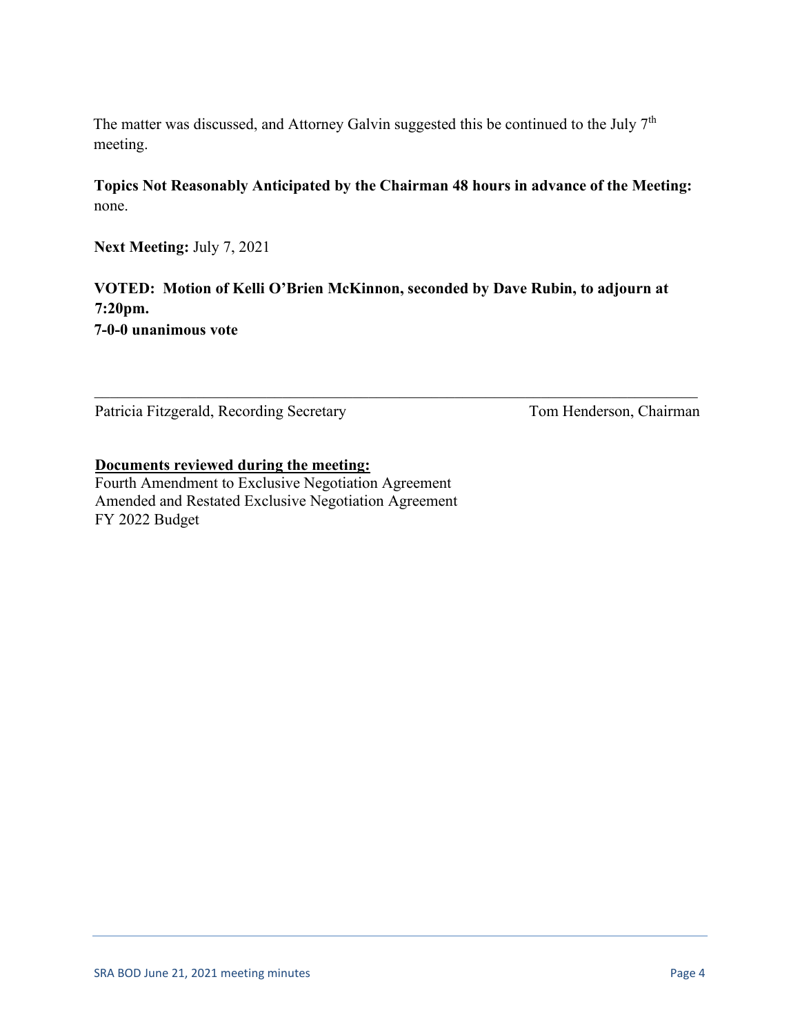The matter was discussed, and Attorney Galvin suggested this be continued to the July 7th meeting.

**Topics Not Reasonably Anticipated by the Chairman 48 hours in advance of the Meeting:** none.

**Next Meeting:** July 7, 2021

**VOTED: Motion of Kelli O'Brien McKinnon, seconded by Dave Rubin, to adjourn at 7:20pm.**
**7-0-0 unanimous vote**

---

Patricia Fitzgerald, Recording Secretary                Tom Henderson, Chairman

**Documents reviewed during the meeting:**

Fourth Amendment to Exclusive Negotiation Agreement
Amended and Restated Exclusive Negotiation Agreement
FY 2022 Budget